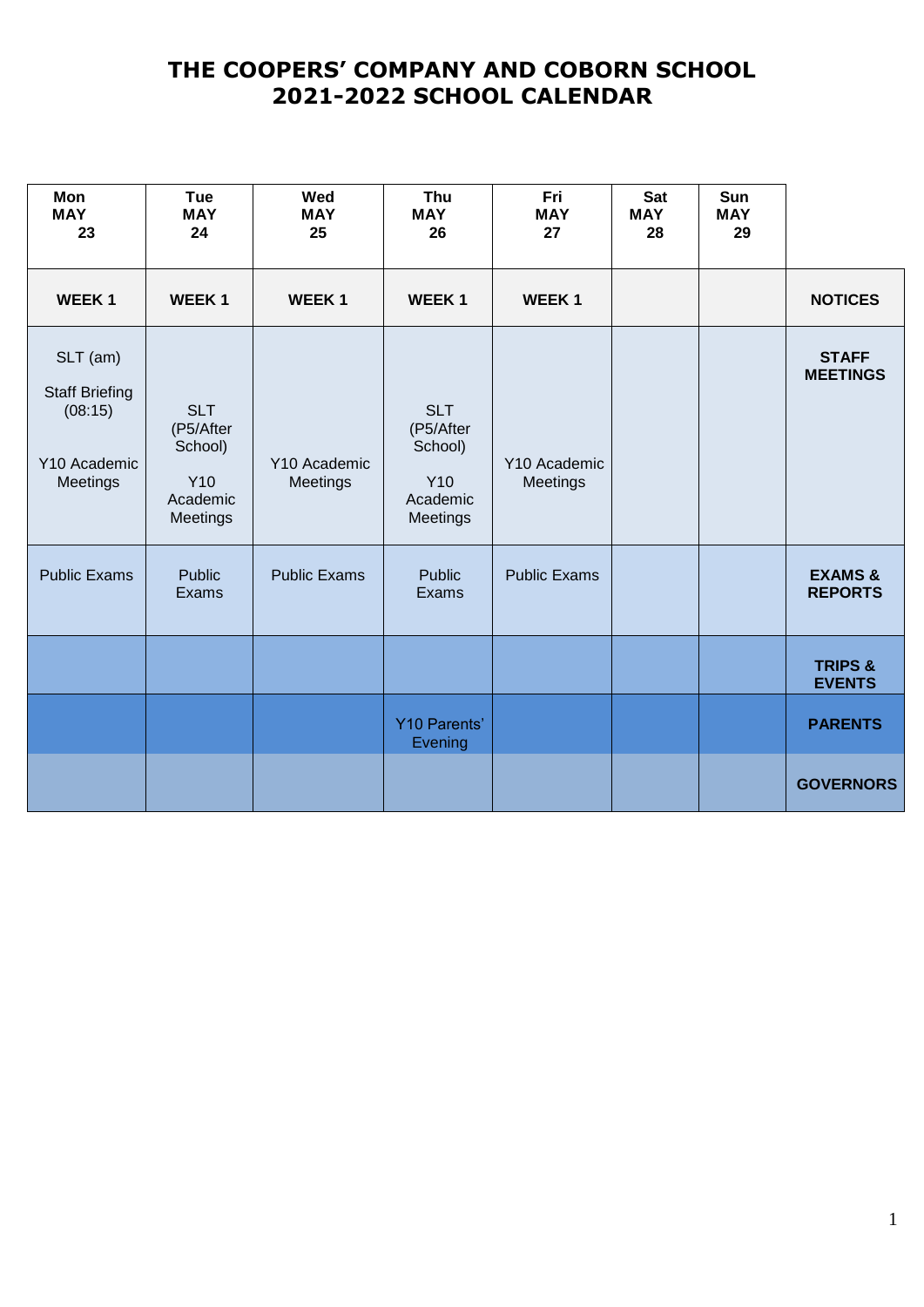# THE COOPERS' COMPANY AND COBORN SCHOOL
## 2021-2022 SCHOOL CALENDAR

| Mon MAY 23 | Tue MAY 24 | Wed MAY 25 | Thu MAY 26 | Fri MAY 27 | Sat MAY 28 | Sun MAY 29 | |
|---|---|---|---|---|---|---|---|
| **WEEK 1** | **WEEK 1** | **WEEK 1** | **WEEK 1** | **WEEK 1** | | | **NOTICES** |
| SLT (am) Staff Briefing (08:15) Y10 Academic Meetings | SLT (P5/After School) Y10 Academic Meetings | Y10 Academic Meetings | SLT (P5/After School) Y10 Academic Meetings | Y10 Academic Meetings | | | **STAFF MEETINGS** |
| Public Exams | Public Exams | Public Exams | Public Exams | Public Exams | | | **EXAMS & REPORTS** |
| | | | | | | | **TRIPS & EVENTS** |
| | | | Y10 Parents' Evening | | | | **PARENTS** |
| | | | | | | | **GOVERNORS** |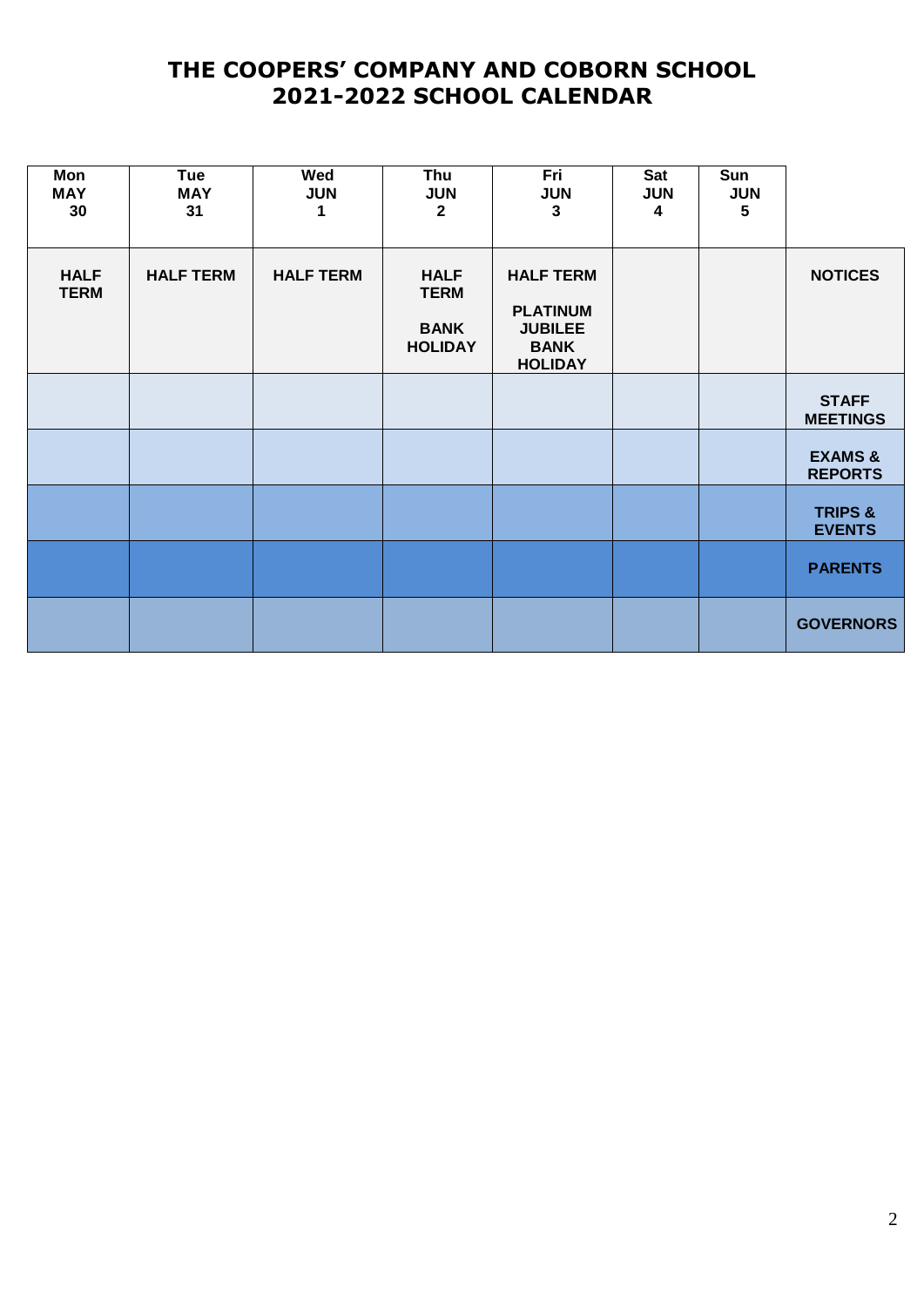# THE COOPERS' COMPANY AND COBORN SCHOOL
# 2021-2022 SCHOOL CALENDAR

| Mon MAY 30 | Tue MAY 31 | Wed JUN 1 | Thu JUN 2 | Fri JUN 3 | Sat JUN 4 | Sun JUN 5 | |
|---|---|---|---|---|---|---|---|
| **HALF TERM** | **HALF TERM** | **HALF TERM** | **HALF TERM** <br> **BANK HOLIDAY** | **HALF TERM** <br> **PLATINUM JUBILEE BANK HOLIDAY** | | | **NOTICES** |
| | | | | | | | **STAFF MEETINGS** |
| | | | | | | | **EXAMS & REPORTS** |
| | | | | | | | **TRIPS & EVENTS** |
| | | | | | | | **PARENTS** |
| | | | | | | | **GOVERNORS** |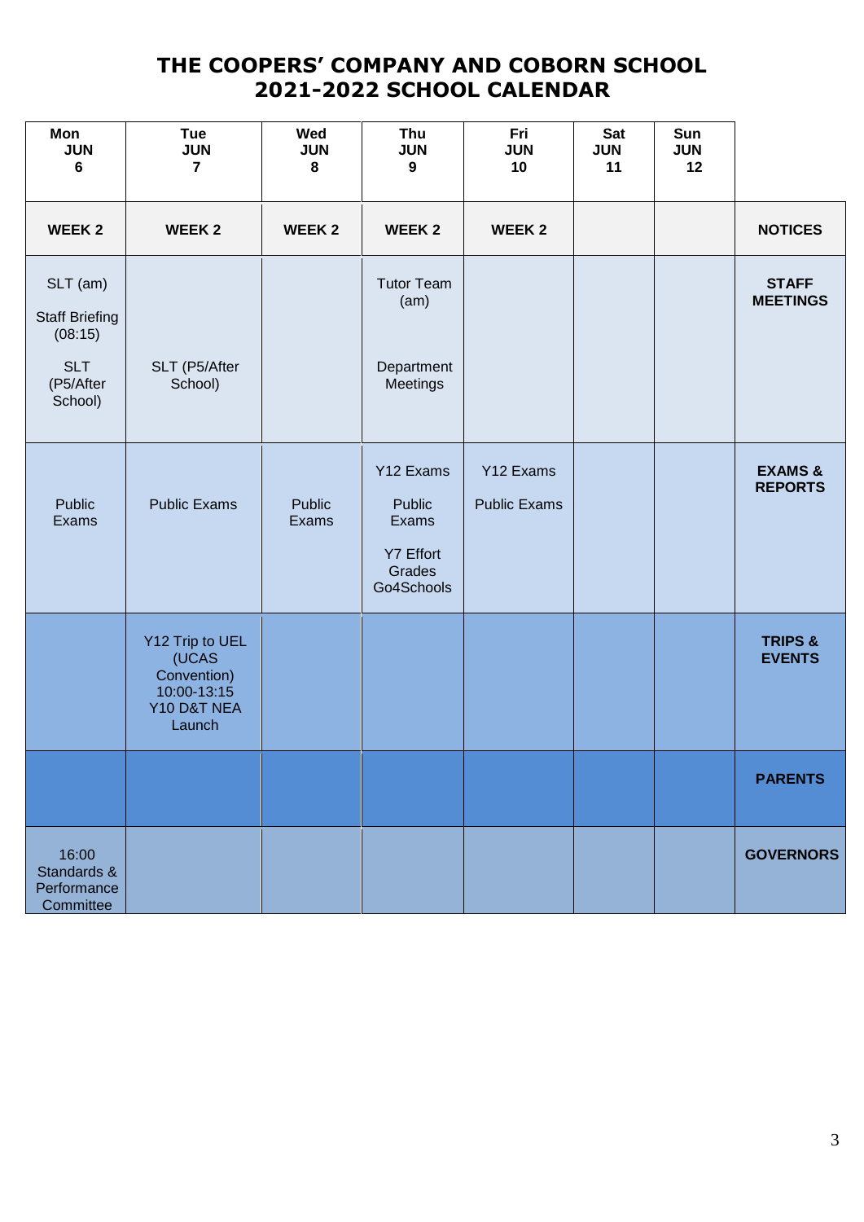# THE COOPERS' COMPANY AND COBORN SCHOOL
# 2021-2022 SCHOOL CALENDAR

| Mon JUN 6 | Tue JUN 7 | Wed JUN 8 | Thu JUN 9 | Fri JUN 10 | Sat JUN 11 | Sun JUN 12 | |
|---|---|---|---|---|---|---|---|
| **WEEK 2** | **WEEK 2** | **WEEK 2** | **WEEK 2** | **WEEK 2** | | | **NOTICES** |
| SLT (am)<br>Staff Briefing (08:15)<br>SLT (P5/After School) | SLT (P5/After School) | | Tutor Team (am)<br>Department Meetings | | | | **STAFF MEETINGS** |
| Public Exams | Public Exams | Public Exams | Y12 Exams<br>Public Exams<br>Y7 Effort Grades Go4Schools | Y12 Exams<br>Public Exams | | | **EXAMS & REPORTS** |
| | Y12 Trip to UEL (UCAS Convention) 10:00-13:15<br>Y10 D&T NEA Launch | | | | | | **TRIPS & EVENTS** |
| | | | | | | | **PARENTS** |
| 16:00 Standards & Performance Committee | | | | | | | **GOVERNORS** |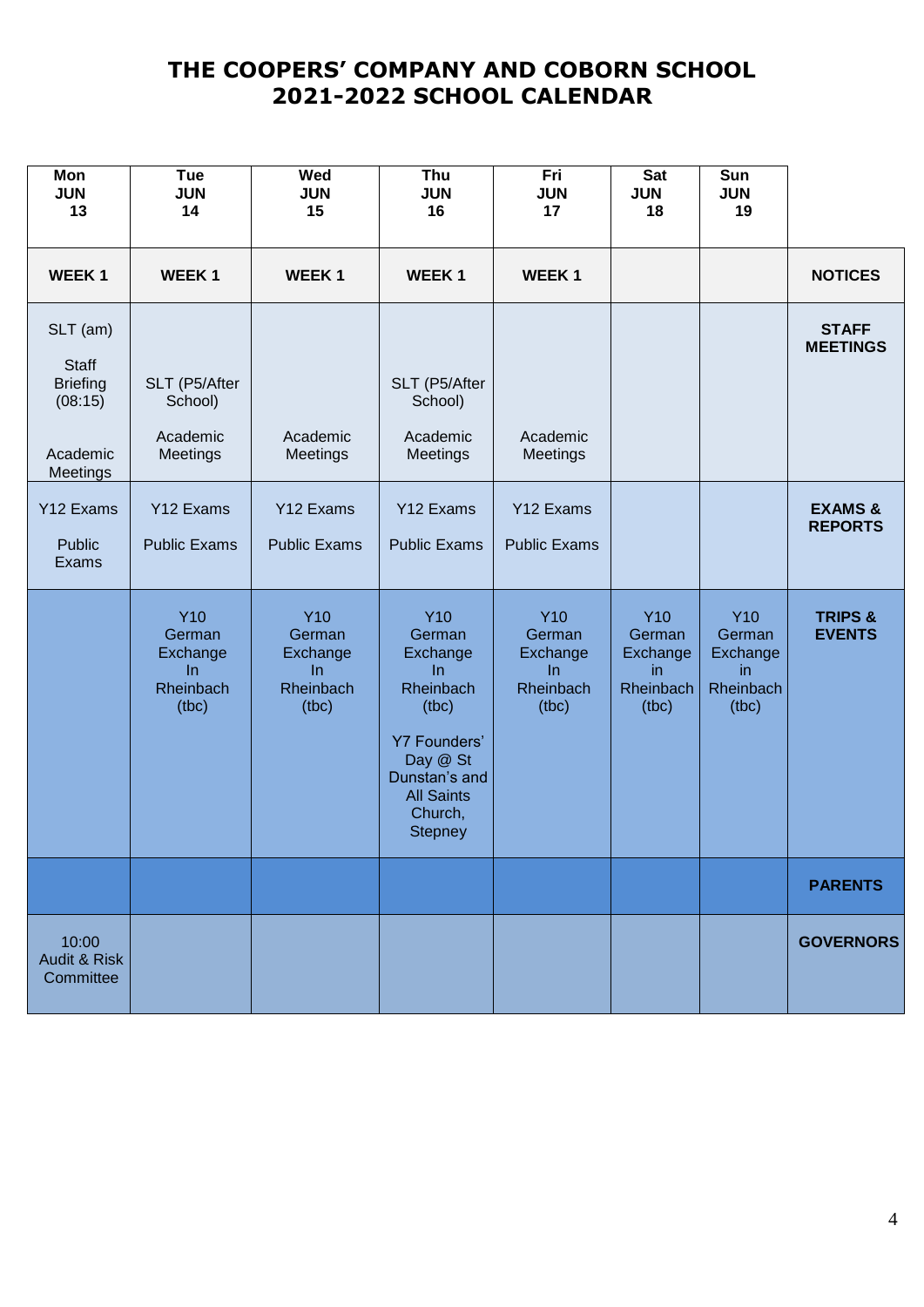# THE COOPERS' COMPANY AND COBORN SCHOOL
## 2021-2022 SCHOOL CALENDAR

| Mon JUN 13 | Tue JUN 14 | Wed JUN 15 | Thu JUN 16 | Fri JUN 17 | Sat JUN 18 | Sun JUN 19 | |
|---|---|---|---|---|---|---|---|
| **WEEK 1** | **WEEK 1** | **WEEK 1** | **WEEK 1** | **WEEK 1** | | | **NOTICES** |
| SLT (am)<br><br>Staff Briefing (08:15)<br><br>Academic Meetings | SLT (P5/After School)<br><br>Academic Meetings | Academic Meetings | SLT (P5/After School)<br><br>Academic Meetings | Academic Meetings | | | **STAFF MEETINGS** |
| Y12 Exams<br><br>Public Exams | Y12 Exams<br><br>Public Exams | Y12 Exams<br><br>Public Exams | Y12 Exams<br><br>Public Exams | Y12 Exams<br><br>Public Exams | | | **EXAMS & REPORTS** |
| | Y10 German Exchange In Rheinbach (tbc) | Y10 German Exchange In Rheinbach (tbc) | Y10 German Exchange In Rheinbach (tbc)<br><br>Y7 Founders' Day @ St Dunstan's and All Saints Church, Stepney | Y10 German Exchange In Rheinbach (tbc) | Y10 German Exchange in Rheinbach (tbc) | Y10 German Exchange in Rheinbach (tbc) | **TRIPS & EVENTS** |
| | | | | | | | **PARENTS** |
| 10:00 Audit & Risk Committee | | | | | | | **GOVERNORS** |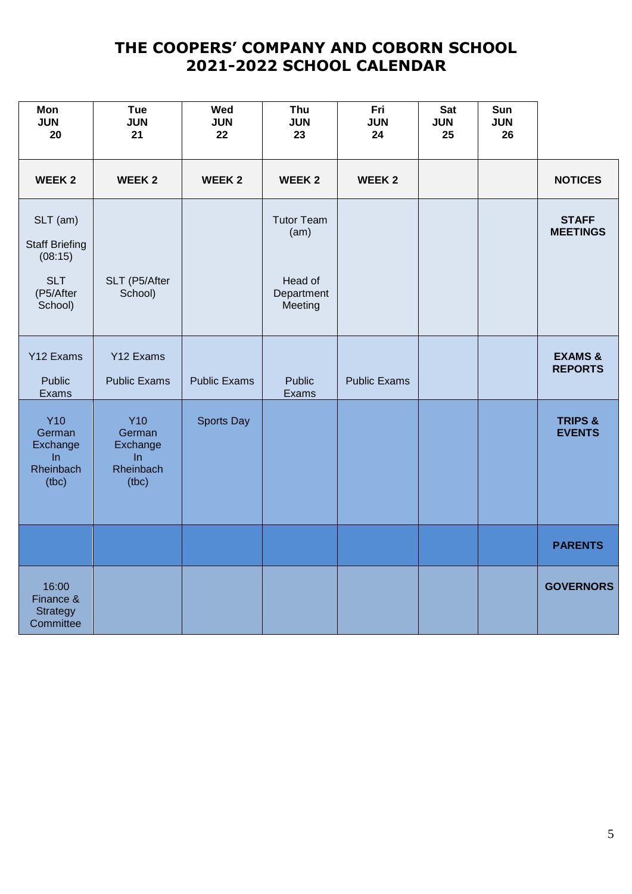# THE COOPERS' COMPANY AND COBORN SCHOOL
# 2021-2022 SCHOOL CALENDAR

| Mon JUN 20 | Tue JUN 21 | Wed JUN 22 | Thu JUN 23 | Fri JUN 24 | Sat JUN 25 | Sun JUN 26 | |
|---|---|---|---|---|---|---|---|
| **WEEK 2** | **WEEK 2** | **WEEK 2** | **WEEK 2** | **WEEK 2** | | | **NOTICES** |
| SLT (am)<br>Staff Briefing (08:15)<br>SLT (P5/After School) | SLT (P5/After School) | | Tutor Team (am)<br>Head of Department Meeting | | | | **STAFF MEETINGS** |
| Y12 Exams<br>Public Exams | Y12 Exams<br>Public Exams | Public Exams | Public Exams | Public Exams | | | **EXAMS & REPORTS** |
| Y10 German Exchange In Rheinbach (tbc) | Y10 German Exchange In Rheinbach (tbc) | Sports Day | | | | | **TRIPS & EVENTS** |
| | | | | | | | **PARENTS** |
| 16:00 Finance & Strategy Committee | | | | | | | **GOVERNORS** |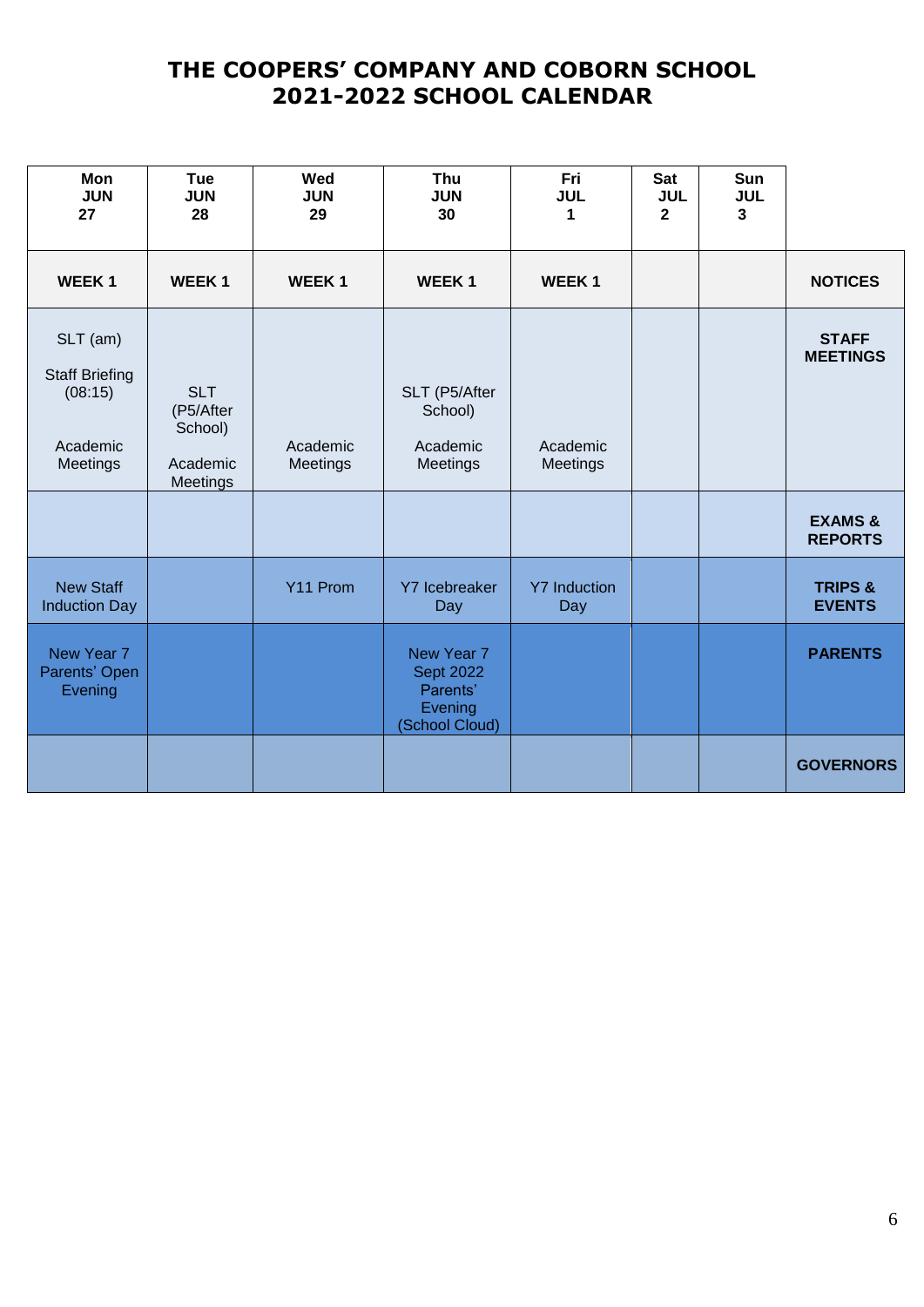# THE COOPERS' COMPANY AND COBORN SCHOOL
# 2021-2022 SCHOOL CALENDAR

| Mon JUN 27 | Tue JUN 28 | Wed JUN 29 | Thu JUN 30 | Fri JUL 1 | Sat JUL 2 | Sun JUL 3 | |
|---|---|---|---|---|---|---|---|
| **WEEK 1** | **WEEK 1** | **WEEK 1** | **WEEK 1** | **WEEK 1** | | | **NOTICES** |
| SLT (am)<br>Staff Briefing (08:15)<br>Academic Meetings | SLT (P5/After School)<br>Academic Meetings | Academic Meetings | SLT (P5/After School)<br>Academic Meetings | Academic Meetings | | | **STAFF MEETINGS** |
| | | | | | | | **EXAMS & REPORTS** |
| New Staff Induction Day | | Y11 Prom | Y7 Icebreaker Day | Y7 Induction Day | | | **TRIPS & EVENTS** |
| New Year 7 Parents' Open Evening | | | New Year 7 Sept 2022 Parents' Evening (School Cloud) | | | | **PARENTS** |
| | | | | | | | **GOVERNORS** |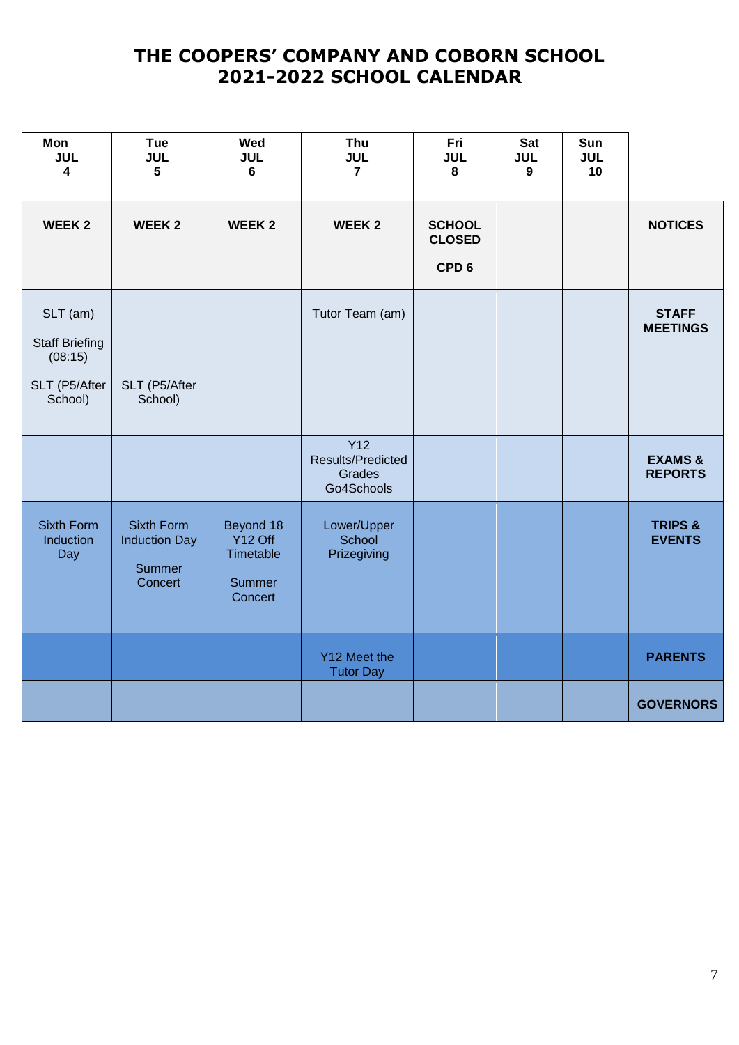# THE COOPERS' COMPANY AND COBORN SCHOOL
# 2021-2022 SCHOOL CALENDAR

| Mon JUL 4 | Tue JUL 5 | Wed JUL 6 | Thu JUL 7 | Fri JUL 8 | Sat JUL 9 | Sun JUL 10 | |
|---|---|---|---|---|---|---|---|
| **WEEK 2** | **WEEK 2** | **WEEK 2** | **WEEK 2** | **SCHOOL CLOSED** **CPD 6** | | | **NOTICES** |
| SLT (am) Staff Briefing (08:15) SLT (P5/After School) | SLT (P5/After School) | | Tutor Team (am) | | | | **STAFF MEETINGS** |
| | | | Y12 Results/Predicted Grades Go4Schools | | | | **EXAMS & REPORTS** |
| Sixth Form Induction Day | Sixth Form Induction Day Summer Concert | Beyond 18 Y12 Off Timetable Summer Concert | Lower/Upper School Prizegiving | | | | **TRIPS & EVENTS** |
| | | | Y12 Meet the Tutor Day | | | | **PARENTS** |
| | | | | | | | **GOVERNORS** |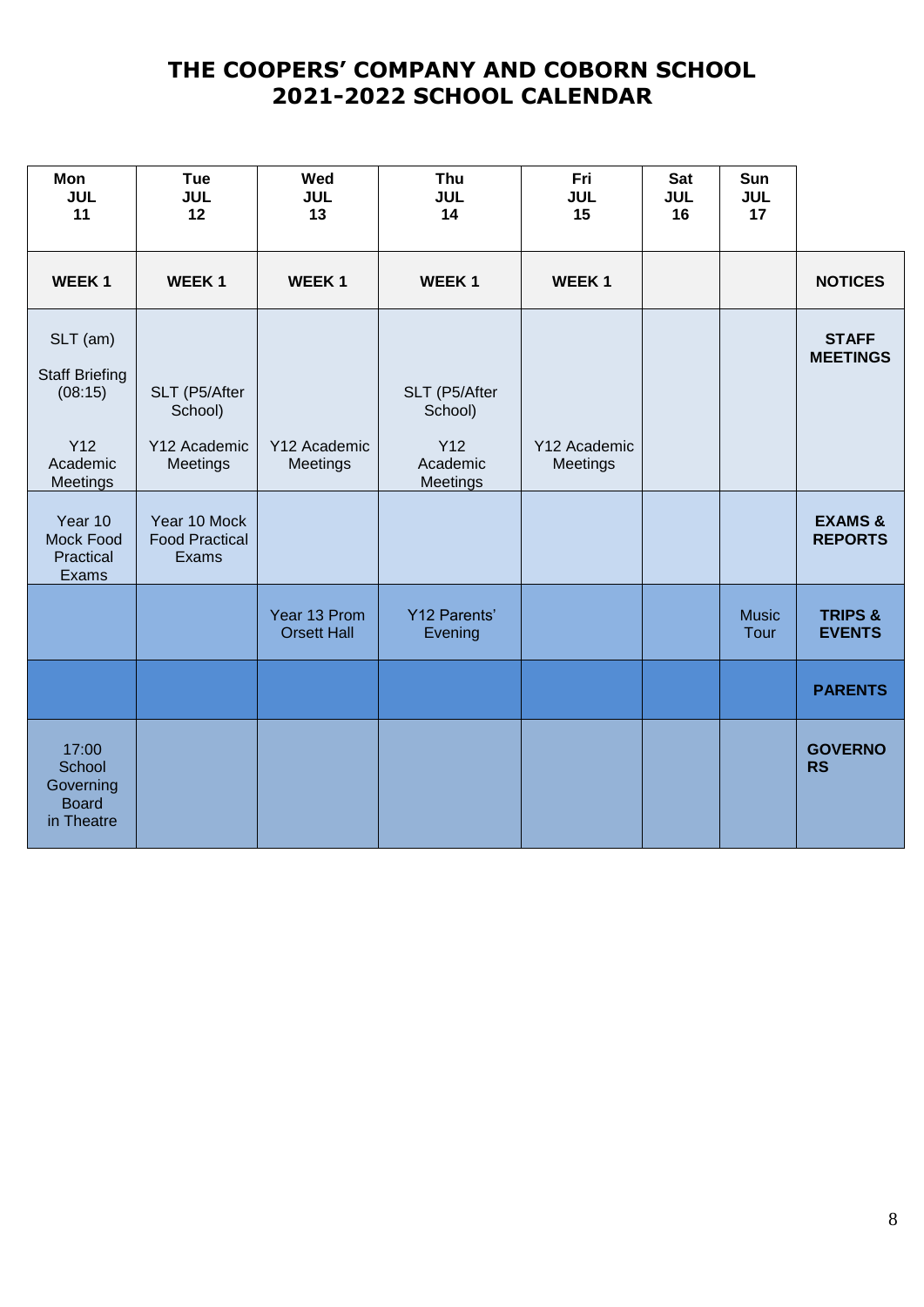# THE COOPERS' COMPANY AND COBORN SCHOOL 2021-2022 SCHOOL CALENDAR

| Mon JUL 11 | Tue JUL 12 | Wed JUL 13 | Thu JUL 14 | Fri JUL 15 | Sat JUL 16 | Sun JUL 17 | |
|---|---|---|---|---|---|---|---|
| WEEK 1 | WEEK 1 | WEEK 1 | WEEK 1 | WEEK 1 | | | **NOTICES** |
| SLT (am)<br><br>Staff Briefing (08:15)<br><br>Y12 Academic Meetings | SLT (P5/After School)<br><br>Y12 Academic Meetings | Y12 Academic Meetings | SLT (P5/After School)<br><br>Y12 Academic Meetings | Y12 Academic Meetings | | | **STAFF MEETINGS** |
| Year 10 Mock Food Practical Exams | Year 10 Mock Food Practical Exams | | | | | | **EXAMS & REPORTS** |
| | | Year 13 Prom Orsett Hall | Y12 Parents' Evening | | | Music Tour | **TRIPS & EVENTS** |
| | | | | | | | **PARENTS** |
| 17:00 School Governing Board in Theatre | | | | | | | **GOVERNORS** |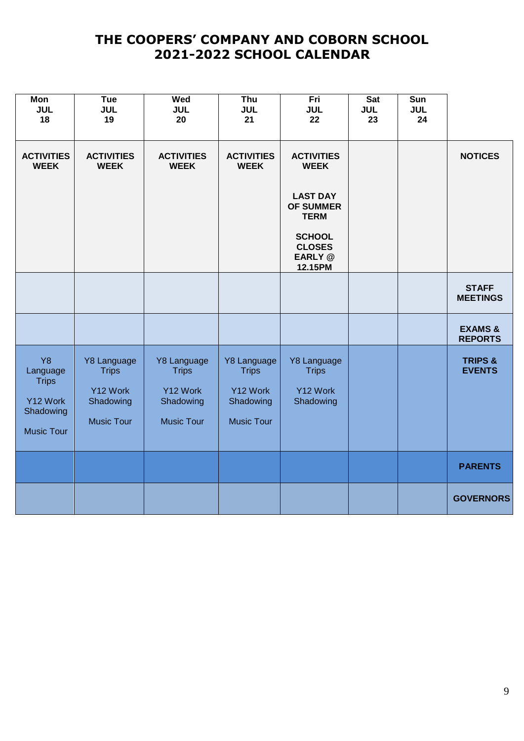# THE COOPERS' COMPANY AND COBORN SCHOOL
## 2021-2022 SCHOOL CALENDAR

| Mon JUL 18 | Tue JUL 19 | Wed JUL 20 | Thu JUL 21 | Fri JUL 22 | Sat JUL 23 | Sun JUL 24 | |
|---|---|---|---|---|---|---|---|
| **ACTIVITIES WEEK** | **ACTIVITIES WEEK** | **ACTIVITIES WEEK** | **ACTIVITIES WEEK** | **ACTIVITIES WEEK**<br><br>**LAST DAY OF SUMMER TERM**<br><br>**SCHOOL CLOSES EARLY @ 12.15PM** | | | **NOTICES** |
| | | | | | | | **STAFF MEETINGS** |
| | | | | | | | **EXAMS & REPORTS** |
| Y8 Language Trips<br><br>Y12 Work Shadowing<br><br>Music Tour | Y8 Language Trips<br><br>Y12 Work Shadowing<br><br>Music Tour | Y8 Language Trips<br><br>Y12 Work Shadowing<br><br>Music Tour | Y8 Language Trips<br><br>Y12 Work Shadowing<br><br>Music Tour | Y8 Language Trips<br><br>Y12 Work Shadowing | | | **TRIPS & EVENTS** |
| | | | | | | | **PARENTS** |
| | | | | | | | **GOVERNORS** |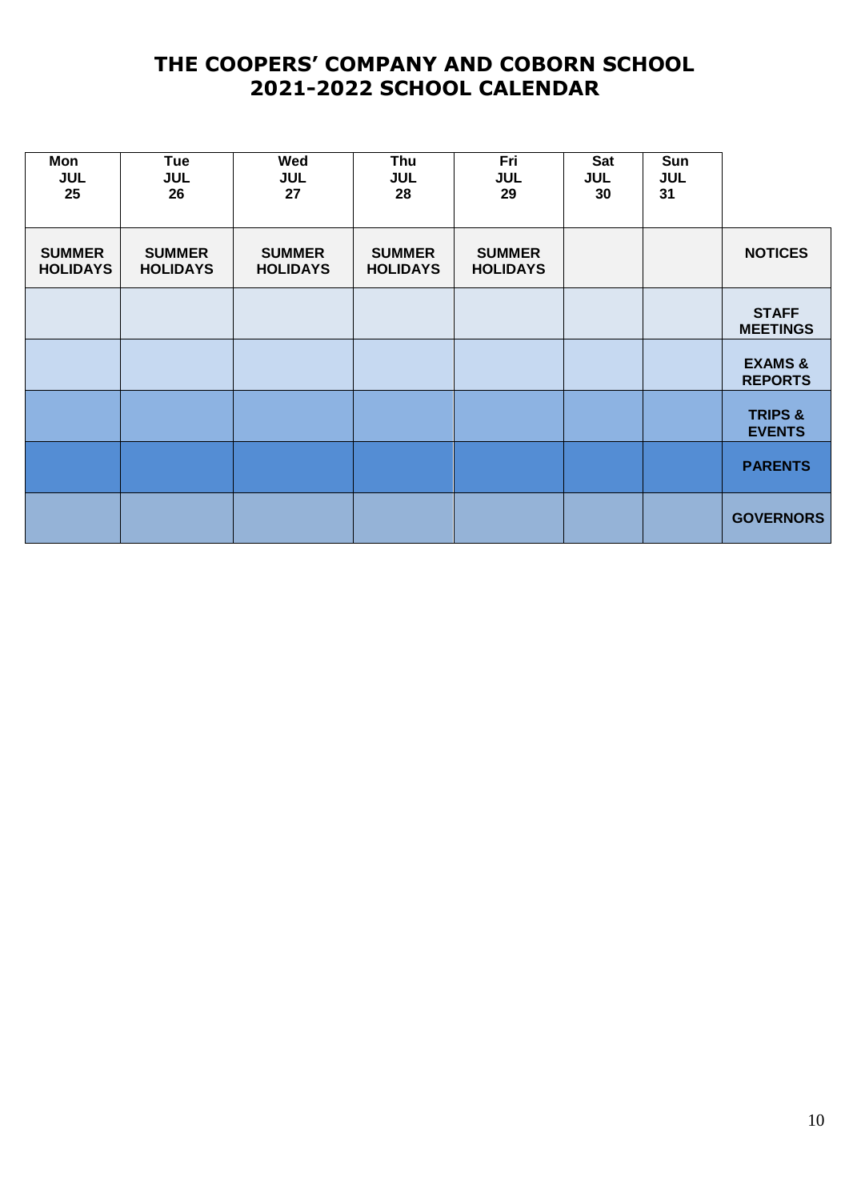# THE COOPERS' COMPANY AND COBORN SCHOOL
# 2021-2022 SCHOOL CALENDAR

| Mon JUL 25 | Tue JUL 26 | Wed JUL 27 | Thu JUL 28 | Fri JUL 29 | Sat JUL 30 | Sun JUL 31 | |
|---|---|---|---|---|---|---|---|
| **SUMMER HOLIDAYS** | **SUMMER HOLIDAYS** | **SUMMER HOLIDAYS** | **SUMMER HOLIDAYS** | **SUMMER HOLIDAYS** | | | **NOTICES** |
| | | | | | | | **STAFF MEETINGS** |
| | | | | | | | **EXAMS & REPORTS** |
| | | | | | | | **TRIPS & EVENTS** |
| | | | | | | | **PARENTS** |
| | | | | | | | **GOVERNORS** |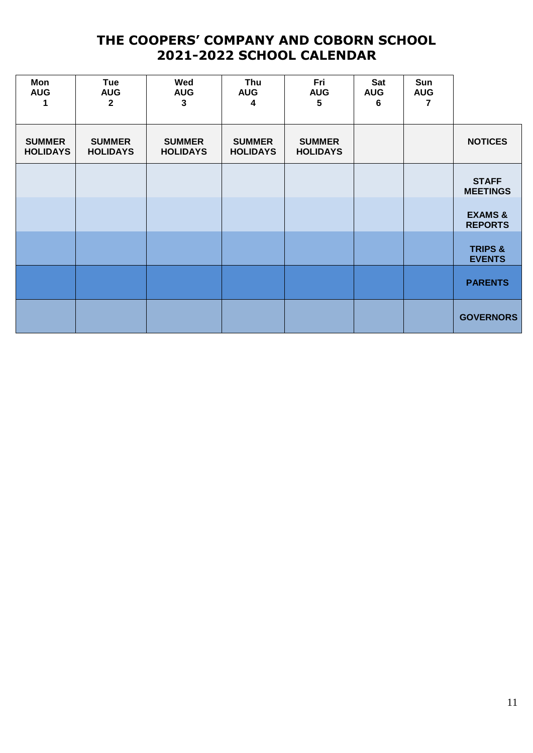# THE COOPERS' COMPANY AND COBORN SCHOOL
# 2021-2022 SCHOOL CALENDAR

| Mon AUG 1 | Tue AUG 2 | Wed AUG 3 | Thu AUG 4 | Fri AUG 5 | Sat AUG 6 | Sun AUG 7 | |
|---|---|---|---|---|---|---|---|
| **SUMMER HOLIDAYS** | **SUMMER HOLIDAYS** | **SUMMER HOLIDAYS** | **SUMMER HOLIDAYS** | **SUMMER HOLIDAYS** | | | **NOTICES** |
| | | | | | | | **STAFF MEETINGS** |
| | | | | | | | **EXAMS & REPORTS** |
| | | | | | | | **TRIPS & EVENTS** |
| | | | | | | | **PARENTS** |
| | | | | | | | **GOVERNORS** |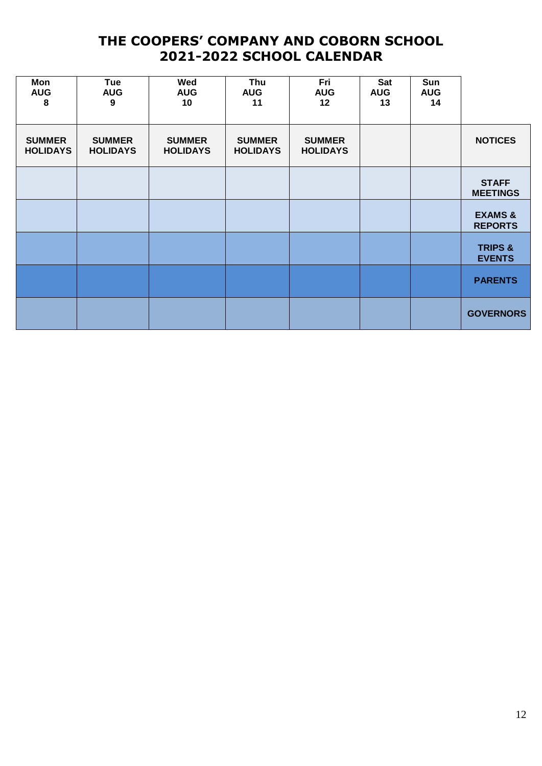# THE COOPERS' COMPANY AND COBORN SCHOOL
# 2021-2022 SCHOOL CALENDAR

| Mon AUG 8 | Tue AUG 9 | Wed AUG 10 | Thu AUG 11 | Fri AUG 12 | Sat AUG 13 | Sun AUG 14 | |
|---|---|---|---|---|---|---|---|
| SUMMER HOLIDAYS | SUMMER HOLIDAYS | SUMMER HOLIDAYS | SUMMER HOLIDAYS | SUMMER HOLIDAYS | | | NOTICES |
| | | | | | | | STAFF MEETINGS |
| | | | | | | | EXAMS & REPORTS |
| | | | | | | | TRIPS & EVENTS |
| | | | | | | | PARENTS |
| | | | | | | | GOVERNORS |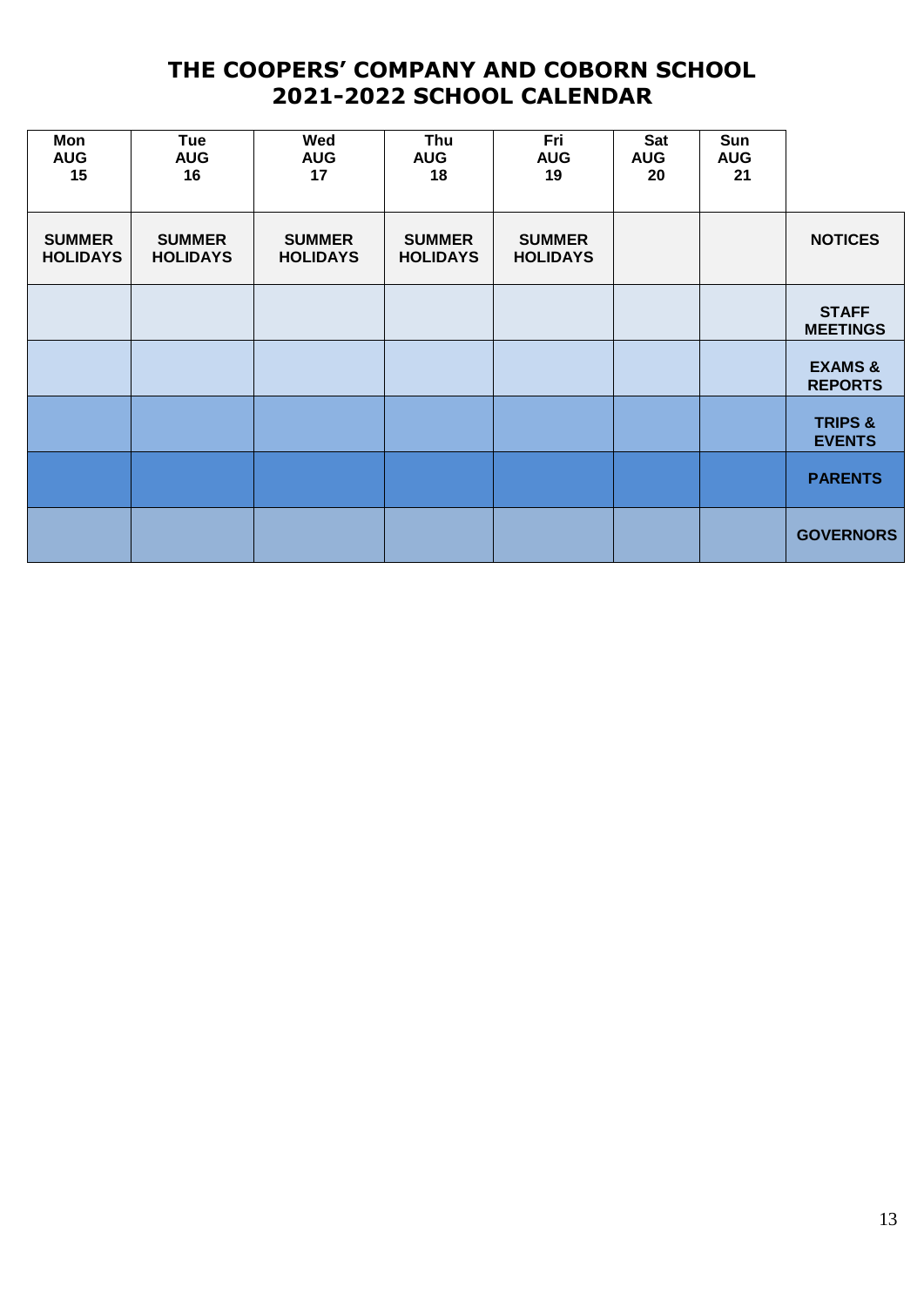# THE COOPERS' COMPANY AND COBORN SCHOOL
# 2021-2022 SCHOOL CALENDAR

| Mon AUG 15 | Tue AUG 16 | Wed AUG 17 | Thu AUG 18 | Fri AUG 19 | Sat AUG 20 | Sun AUG 21 | |
|---|---|---|---|---|---|---|---|
| SUMMER HOLIDAYS | SUMMER HOLIDAYS | SUMMER HOLIDAYS | SUMMER HOLIDAYS | SUMMER HOLIDAYS | | | NOTICES |
| | | | | | | | STAFF MEETINGS |
| | | | | | | | EXAMS & REPORTS |
| | | | | | | | TRIPS & EVENTS |
| | | | | | | | PARENTS |
| | | | | | | | GOVERNORS |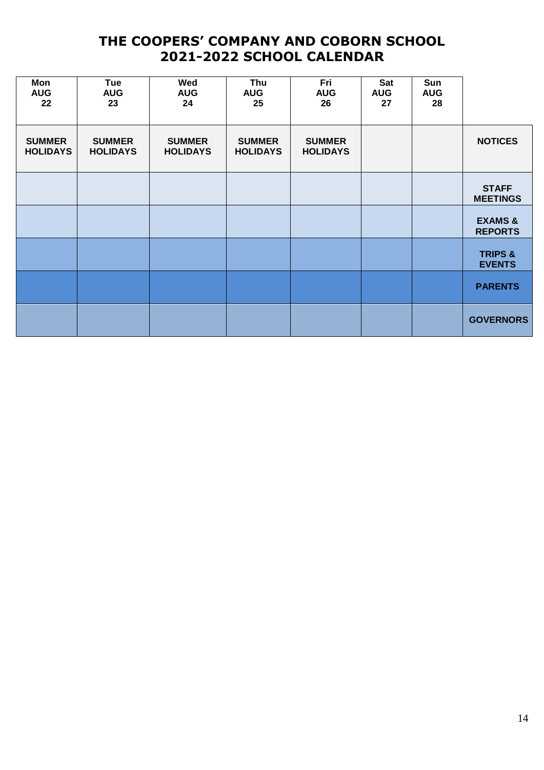# THE COOPERS' COMPANY AND COBORN SCHOOL
## 2021-2022 SCHOOL CALENDAR

| Mon AUG 22 | Tue AUG 23 | Wed AUG 24 | Thu AUG 25 | Fri AUG 26 | Sat AUG 27 | Sun AUG 28 | |
|---|---|---|---|---|---|---|---|
| **SUMMER HOLIDAYS** | **SUMMER HOLIDAYS** | **SUMMER HOLIDAYS** | **SUMMER HOLIDAYS** | **SUMMER HOLIDAYS** | | | **NOTICES** |
| | | | | | | | **STAFF MEETINGS** |
| | | | | | | | **EXAMS & REPORTS** |
| | | | | | | | **TRIPS & EVENTS** |
| | | | | | | | **PARENTS** |
| | | | | | | | **GOVERNORS** |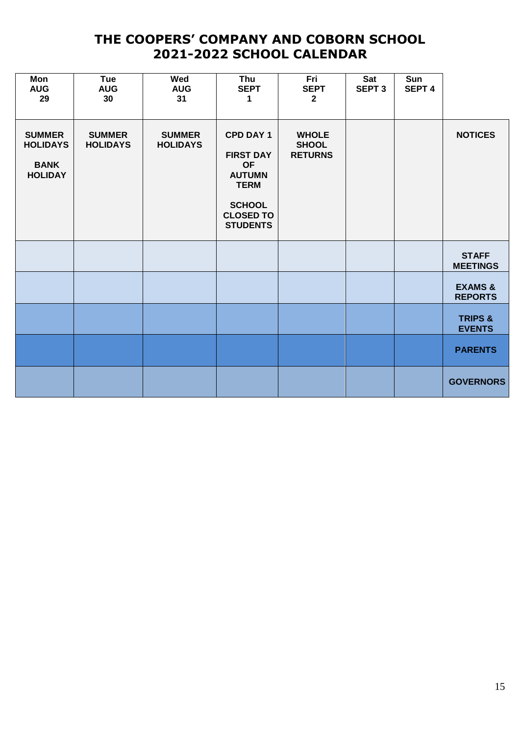# THE COOPERS' COMPANY AND COBORN SCHOOL
# 2021-2022 SCHOOL CALENDAR

| Mon AUG 29 | Tue AUG 30 | Wed AUG 31 | Thu SEPT 1 | Fri SEPT 2 | Sat SEPT 3 | Sun SEPT 4 | |
|---|---|---|---|---|---|---|---|
| **SUMMER HOLIDAYS**<br><br>**BANK HOLIDAY** | **SUMMER HOLIDAYS** | **SUMMER HOLIDAYS** | **CPD DAY 1**<br><br>**FIRST DAY OF AUTUMN TERM**<br><br>**SCHOOL CLOSED TO STUDENTS** | **WHOLE SHOOL RETURNS** | | | **NOTICES** |
| | | | | | | | **STAFF MEETINGS** |
| | | | | | | | **EXAMS & REPORTS** |
| | | | | | | | **TRIPS & EVENTS** |
| | | | | | | | **PARENTS** |
| | | | | | | | **GOVERNORS** |